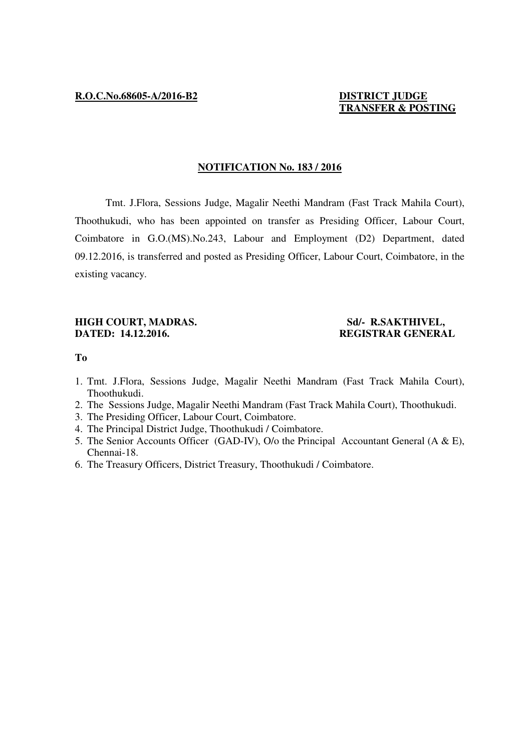**R.O.C.No.68605-A/2016-B2**

**DISTRICT JUDGE**
**TRANSFER & POSTING**

## NOTIFICATION No. 183 / 2016

Tmt. J.Flora, Sessions Judge, Magalir Neethi Mandram (Fast Track Mahila Court), Thoothukudi, who has been appointed on transfer as Presiding Officer, Labour Court, Coimbatore in G.O.(MS).No.243, Labour and Employment (D2) Department, dated 09.12.2016, is transferred and posted as Presiding Officer, Labour Court, Coimbatore, in the existing vacancy.

**HIGH COURT, MADRAS.**
**DATED: 14.12.2016.**

**Sd/- R.SAKTHIVEL,**
**REGISTRAR GENERAL**

**To**

1. Tmt. J.Flora, Sessions Judge, Magalir Neethi Mandram (Fast Track Mahila Court), Thoothukudi.
2. The Sessions Judge, Magalir Neethi Mandram (Fast Track Mahila Court), Thoothukudi.
3. The Presiding Officer, Labour Court, Coimbatore.
4. The Principal District Judge, Thoothukudi / Coimbatore.
5. The Senior Accounts Officer (GAD-IV), O/o the Principal Accountant General (A & E), Chennai-18.
6. The Treasury Officers, District Treasury, Thoothukudi / Coimbatore.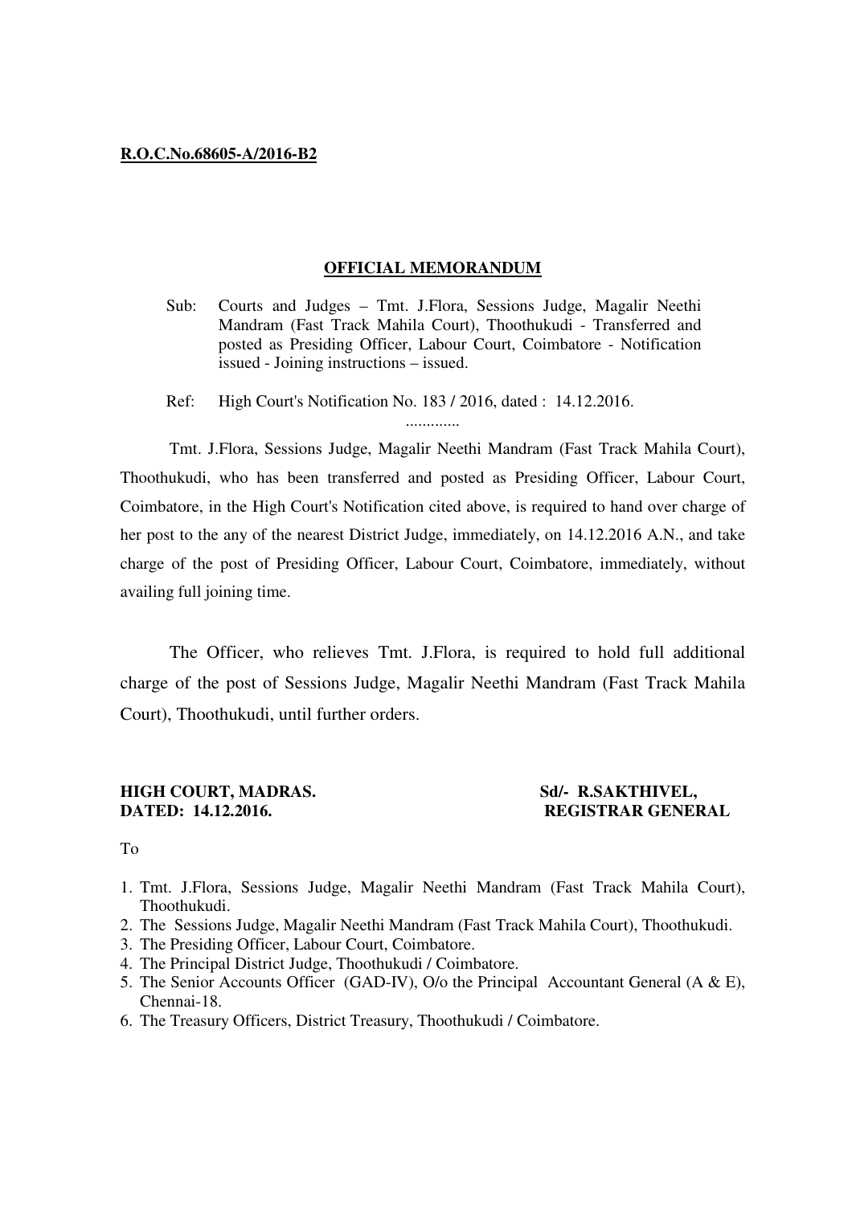**R.O.C.No.68605-A/2016-B2**

## OFFICIAL MEMORANDUM

Sub: Courts and Judges – Tmt. J.Flora, Sessions Judge, Magalir Neethi Mandram (Fast Track Mahila Court), Thoothukudi - Transferred and posted as Presiding Officer, Labour Court, Coimbatore - Notification issued - Joining instructions – issued.

Ref: High Court's Notification No. 183 / 2016, dated : 14.12.2016.

.............

Tmt. J.Flora, Sessions Judge, Magalir Neethi Mandram (Fast Track Mahila Court), Thoothukudi, who has been transferred and posted as Presiding Officer, Labour Court, Coimbatore, in the High Court's Notification cited above, is required to hand over charge of her post to the any of the nearest District Judge, immediately, on 14.12.2016 A.N., and take charge of the post of Presiding Officer, Labour Court, Coimbatore, immediately, without availing full joining time.

The Officer, who relieves Tmt. J.Flora, is required to hold full additional charge of the post of Sessions Judge, Magalir Neethi Mandram (Fast Track Mahila Court), Thoothukudi, until further orders.

**HIGH COURT, MADRAS.**
**DATED: 14.12.2016.**

**Sd/- R.SAKTHIVEL,**
**REGISTRAR GENERAL**

To

1. Tmt. J.Flora, Sessions Judge, Magalir Neethi Mandram (Fast Track Mahila Court), Thoothukudi.
2. The Sessions Judge, Magalir Neethi Mandram (Fast Track Mahila Court), Thoothukudi.
3. The Presiding Officer, Labour Court, Coimbatore.
4. The Principal District Judge, Thoothukudi / Coimbatore.
5. The Senior Accounts Officer (GAD-IV), O/o the Principal Accountant General (A & E), Chennai-18.
6. The Treasury Officers, District Treasury, Thoothukudi / Coimbatore.